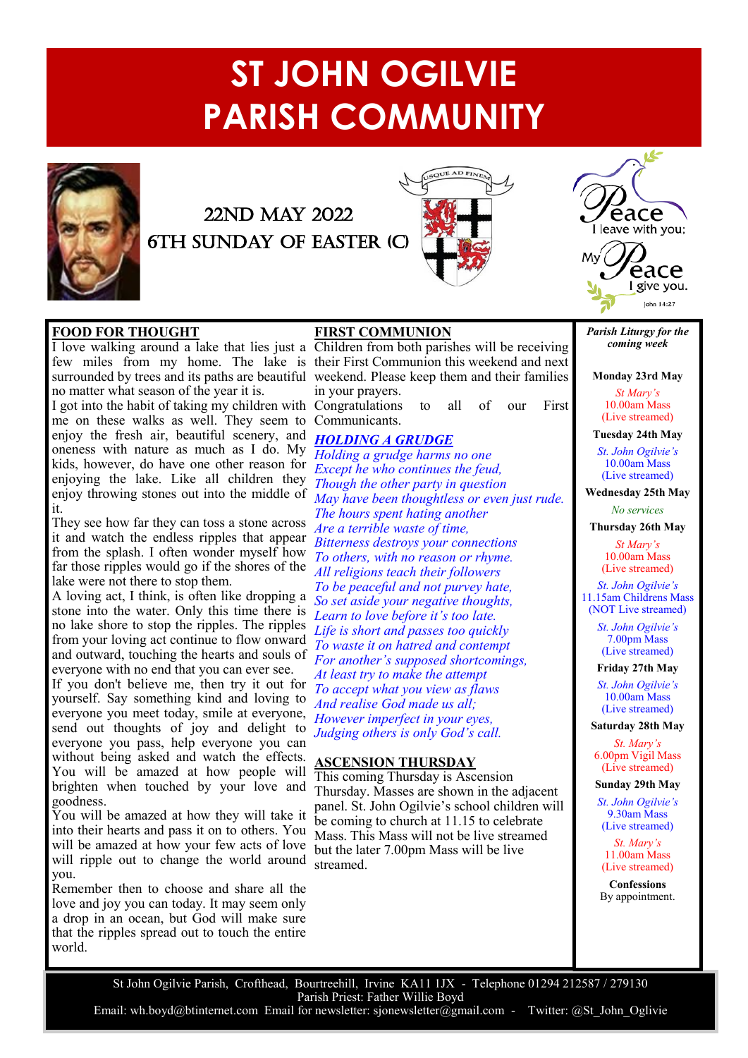# ST JOHN OGILVIE PARISH COMMUNITY

22ND MAY 2022

6TH SUNDAY OF EASTER (C)

USQUE AD FINEM

Peace I leave with you; My Peace I give you.
John 14:27

## FOOD FOR THOUGHT

I love walking around a lake that lies just a few miles from my home. The lake is surrounded by trees and its paths are beautiful no matter what season of the year it is.

I got into the habit of taking my children with me on these walks as well. They seem to enjoy the fresh air, beautiful scenery, and oneness with nature as much as I do. My kids, however, do have one other reason for enjoying the lake. Like all children they enjoy throwing stones out into the middle of it.

They see how far they can toss a stone across it and watch the endless ripples that appear from the splash. I often wonder myself how far those ripples would go if the shores of the lake were not there to stop them.

A loving act, I think, is often like dropping a stone into the water. Only this time there is no lake shore to stop the ripples. The ripples from your loving act continue to flow onward and outward, touching the hearts and souls of everyone with no end that you can ever see.

If you don't believe me, then try it out for yourself. Say something kind and loving to everyone you meet today, smile at everyone, send out thoughts of joy and delight to everyone you pass, help everyone you can without being asked and watch the effects. You will be amazed at how people will brighten when touched by your love and goodness.

You will be amazed at how they will take it into their hearts and pass it on to others. You will be amazed at how your few acts of love will ripple out to change the world around you.

Remember then to choose and share all the love and joy you can today. It may seem only a drop in an ocean, but God will make sure that the ripples spread out to touch the entire world.

## FIRST COMMUNION

Children from both parishes will be receiving their First Communion this weekend and next weekend. Please keep them and their families in your prayers.

Congratulations to all of our First Communicants.

## *HOLDING A GRUDGE*

*Holding a grudge harms no one*
*Except he who continues the feud,*
*Though the other party in question*
*May have been thoughtless or even just rude.*
*The hours spent hating another*
*Are a terrible waste of time,*
*Bitterness destroys your connections*
*To others, with no reason or rhyme.*
*All religions teach their followers*
*To be peaceful and not purvey hate,*
*So set aside your negative thoughts,*
*Learn to love before it's too late.*
*Life is short and passes too quickly*
*To waste it on hatred and contempt*
*For another's supposed shortcomings,*
*At least try to make the attempt*
*To accept what you view as flaws*
*And realise God made us all;*
*However imperfect in your eyes,*
*Judging others is only God's call.*

## ASCENSION THURSDAY

This coming Thursday is Ascension Thursday. Masses are shown in the adjacent panel. St. John Ogilvie's school children will be coming to church at 11.15 to celebrate Mass. This Mass will not be live streamed but the later 7.00pm Mass will be live streamed.

## *Parish Liturgy for the coming week*

**Monday 23rd May**
*St Mary's*
10.00am Mass
(Live streamed)

**Tuesday 24th May**
*St. John Ogilvie's*
10.00am Mass
(Live streamed)

**Wednesday 25th May**
*No services*

**Thursday 26th May**
*St Mary's*
10.00am Mass
(Live streamed)

*St. John Ogilvie's*
11.15am Childrens Mass
(NOT Live streamed)

*St. John Ogilvie's*
7.00pm Mass
(Live streamed)

**Friday 27th May**
*St. John Ogilvie's*
10.00am Mass
(Live streamed)

**Saturday 28th May**
*St. Mary's*
6.00pm Vigil Mass
(Live streamed)

**Sunday 29th May**
*St. John Ogilvie's*
9.30am Mass
(Live streamed)

*St. Mary's*
11.00am Mass
(Live streamed)

**Confessions**
By appointment.

St John Ogilvie Parish, Crofthead, Bourtreehill, Irvine KA11 1JX - Telephone 01294 212587 / 279130
Parish Priest: Father Willie Boyd
Email: wh.boyd@btinternet.com Email for newsletter: sjonewsletter@gmail.com - Twitter: @St_John_Oglivie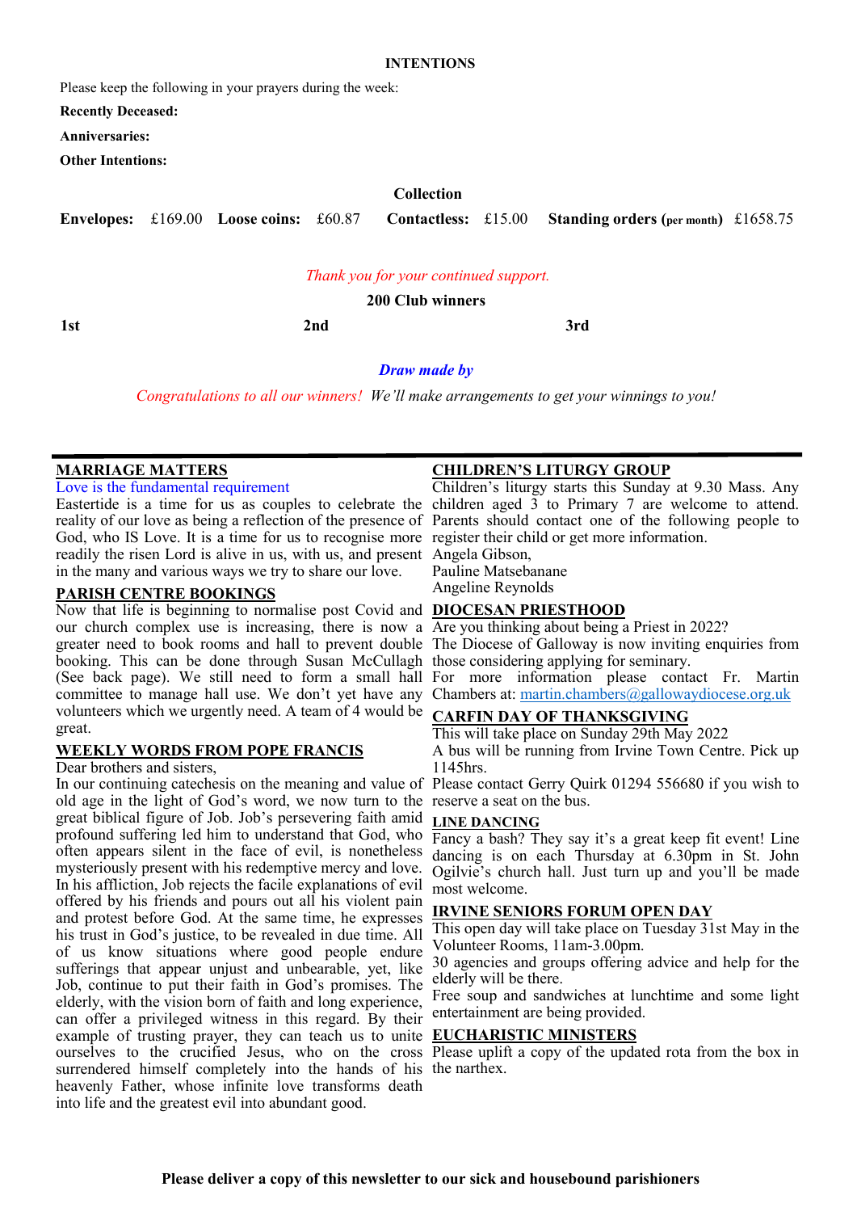**INTENTIONS**

Please keep the following in your prayers during the week:

**Recently Deceased:**

**Anniversaries:**

**Other Intentions:**

**Collection**

**Envelopes:** £169.00 **Loose coins:** £60.87 **Contactless:** £15.00 **Standing orders (per month)** £1658.75

*Thank you for your continued support.*

**200 Club winners**

**1st** **2nd** **3rd**

***Draw made by***

*Congratulations to all our winners! We'll make arrangements to get your winnings to you!*

---

## MARRIAGE MATTERS

Love is the fundamental requirement

Eastertide is a time for us as couples to celebrate the reality of our love as being a reflection of the presence of God, who IS Love. It is a time for us to recognise more readily the risen Lord is alive in us, with us, and present in the many and various ways we try to share our love.

## PARISH CENTRE BOOKINGS

Now that life is beginning to normalise post Covid and our church complex use is increasing, there is now a greater need to book rooms and hall to prevent double booking. This can be done through Susan McCullagh (See back page). We still need to form a small hall committee to manage hall use. We don't yet have any volunteers which we urgently need. A team of 4 would be great.

## WEEKLY WORDS FROM POPE FRANCIS

Dear brothers and sisters,

In our continuing catechesis on the meaning and value of old age in the light of God's word, we now turn to the great biblical figure of Job. Job's persevering faith amid profound suffering led him to understand that God, who often appears silent in the face of evil, is nonetheless mysteriously present with his redemptive mercy and love. In his affliction, Job rejects the facile explanations of evil offered by his friends and pours out all his violent pain and protest before God. At the same time, he expresses his trust in God's justice, to be revealed in due time. All of us know situations where good people endure sufferings that appear unjust and unbearable, yet, like Job, continue to put their faith in God's promises. The elderly, with the vision born of faith and long experience, can offer a privileged witness in this regard. By their example of trusting prayer, they can teach us to unite ourselves to the crucified Jesus, who on the cross surrendered himself completely into the hands of his heavenly Father, whose infinite love transforms death into life and the greatest evil into abundant good.

## CHILDREN'S LITURGY GROUP

Children's liturgy starts this Sunday at 9.30 Mass. Any children aged 3 to Primary 7 are welcome to attend. Parents should contact one of the following people to register their child or get more information.

Angela Gibson,
Pauline Matsebanane
Angeline Reynolds

## DIOCESAN PRIESTHOOD

Are you thinking about being a Priest in 2022?

The Diocese of Galloway is now inviting enquiries from those considering applying for seminary.

For more information please contact Fr. Martin Chambers at: martin.chambers@gallowaydiocese.org.uk

## CARFIN DAY OF THANKSGIVING

This will take place on Sunday 29th May 2022

A bus will be running from Irvine Town Centre. Pick up 1145hrs.

Please contact Gerry Quirk 01294 556680 if you wish to reserve a seat on the bus.

## LINE DANCING

Fancy a bash? They say it's a great keep fit event! Line dancing is on each Thursday at 6.30pm in St. John Ogilvie's church hall. Just turn up and you'll be made most welcome.

## IRVINE SENIORS FORUM OPEN DAY

This open day will take place on Tuesday 31st May in the Volunteer Rooms, 11am-3.00pm.

30 agencies and groups offering advice and help for the elderly will be there.

Free soup and sandwiches at lunchtime and some light entertainment are being provided.

## EUCHARISTIC MINISTERS

Please uplift a copy of the updated rota from the box in the narthex.

**Please deliver a copy of this newsletter to our sick and housebound parishioners**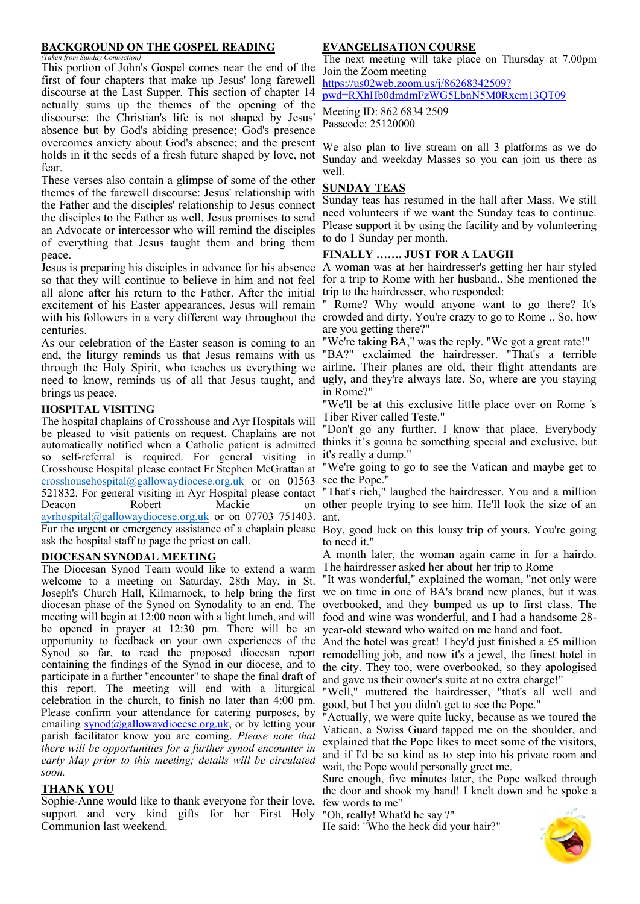## BACKGROUND ON THE GOSPEL READING

*(Taken from Sunday Connection)*

This portion of John's Gospel comes near the end of the first of four chapters that make up Jesus' long farewell discourse at the Last Supper. This section of chapter 14 actually sums up the themes of the opening of the discourse: the Christian's life is not shaped by Jesus' absence but by God's abiding presence; God's presence overcomes anxiety about God's absence; and the present holds in it the seeds of a fresh future shaped by love, not fear.

These verses also contain a glimpse of some of the other themes of the farewell discourse: Jesus' relationship with the Father and the disciples' relationship to Jesus connect the disciples to the Father as well. Jesus promises to send an Advocate or intercessor who will remind the disciples of everything that Jesus taught them and bring them peace.

Jesus is preparing his disciples in advance for his absence so that they will continue to believe in him and not feel all alone after his return to the Father. After the initial excitement of his Easter appearances, Jesus will remain with his followers in a very different way throughout the centuries.

As our celebration of the Easter season is coming to an end, the liturgy reminds us that Jesus remains with us through the Holy Spirit, who teaches us everything we need to know, reminds us of all that Jesus taught, and brings us peace.

## HOSPITAL VISITING

The hospital chaplains of Crosshouse and Ayr Hospitals will be pleased to visit patients on request. Chaplains are not automatically notified when a Catholic patient is admitted so self-referral is required. For general visiting in Crosshouse Hospital please contact Fr Stephen McGrattan at crosshousehospital@gallowaydiocese.org.uk or on 01563 521832. For general visiting in Ayr Hospital please contact Deacon Robert Mackie on ayrhospital@gallowaydiocese.org.uk or on 07703 751403. For the urgent or emergency assistance of a chaplain please ask the hospital staff to page the priest on call.

## DIOCESAN SYNODAL MEETING

The Diocesan Synod Team would like to extend a warm welcome to a meeting on Saturday, 28th May, in St. Joseph's Church Hall, Kilmarnock, to help bring the first diocesan phase of the Synod on Synodality to an end. The meeting will begin at 12:00 noon with a light lunch, and will be opened in prayer at 12:30 pm. There will be an opportunity to feedback on your own experiences of the Synod so far, to read the proposed diocesan report containing the findings of the Synod in our diocese, and to participate in a further "encounter" to shape the final draft of this report. The meeting will end with a liturgical celebration in the church, to finish no later than 4:00 pm. Please confirm your attendance for catering purposes, by emailing synod@gallowaydiocese.org.uk, or by letting your parish facilitator know you are coming. *Please note that there will be opportunities for a further synod encounter in early May prior to this meeting; details will be circulated soon.*

## THANK YOU

Sophie-Anne would like to thank everyone for their love, support and very kind gifts for her First Holy Communion last weekend.

## EVANGELISATION COURSE

The next meeting will take place on Thursday at 7.00pm
Join the Zoom meeting
https://us02web.zoom.us/j/86268342509?pwd=RXhHb0dmdmFzWG5LbnN5M0Rxcm13QT09

Meeting ID: 862 6834 2509
Passcode: 25120000

We also plan to live stream on all 3 platforms as we do Sunday and weekday Masses so you can join us there as well.

## SUNDAY TEAS

Sunday teas has resumed in the hall after Mass. We still need volunteers if we want the Sunday teas to continue. Please support it by using the facility and by volunteering to do 1 Sunday per month.

## FINALLY ……. JUST FOR A LAUGH

A woman was at her hairdresser's getting her hair styled for a trip to Rome with her husband.. She mentioned the trip to the hairdresser, who responded:

" Rome? Why would anyone want to go there? It's crowded and dirty. You're crazy to go to Rome .. So, how are you getting there?"

"We're taking BA," was the reply. "We got a great rate!"

"BA?" exclaimed the hairdresser. "That's a terrible airline. Their planes are old, their flight attendants are ugly, and they're always late. So, where are you staying in Rome?"

"We'll be at this exclusive little place over on Rome 's Tiber River called Teste."

"Don't go any further. I know that place. Everybody thinks it's gonna be something special and exclusive, but it's really a dump."

"We're going to go to see the Vatican and maybe get to see the Pope."

"That's rich," laughed the hairdresser. You and a million other people trying to see him. He'll look the size of an ant.

Boy, good luck on this lousy trip of yours. You're going to need it."

A month later, the woman again came in for a hairdo. The hairdresser asked her about her trip to Rome

"It was wonderful," explained the woman, "not only were we on time in one of BA's brand new planes, but it was overbooked, and they bumped us up to first class. The food and wine was wonderful, and I had a handsome 28-year-old steward who waited on me hand and foot.

And the hotel was great! They'd just finished a £5 million remodelling job, and now it's a jewel, the finest hotel in the city. They too, were overbooked, so they apologised and gave us their owner's suite at no extra charge!"

"Well," muttered the hairdresser, "that's all well and good, but I bet you didn't get to see the Pope."

"Actually, we were quite lucky, because as we toured the Vatican, a Swiss Guard tapped me on the shoulder, and explained that the Pope likes to meet some of the visitors, and if I'd be so kind as to step into his private room and wait, the Pope would personally greet me.

Sure enough, five minutes later, the Pope walked through the door and shook my hand! I knelt down and he spoke a few words to me"

"Oh, really! What'd he say ?"

He said: "Who the heck did your hair?"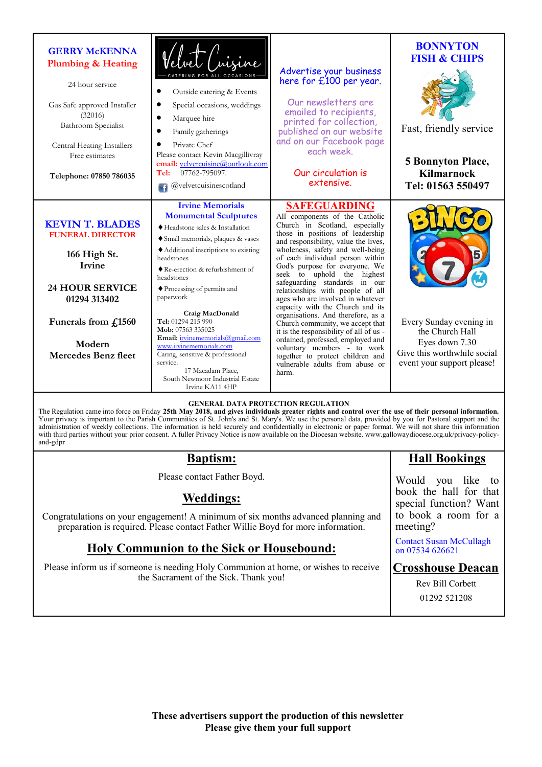**GERRY McKENNA**
**Plumbing & Heating**

24 hour service

Gas Safe approved Installer (32016)
Bathroom Specialist

Central Heating Installers
Free estimates

**Telephone: 07850 786035**

Velvet Cuisine
CATERING FOR ALL OCCASIONS

- Outside catering & Events
- Special occasions, weddings
- Marquee hire
- Family gatherings
- Private Chef

Please contact Kevin Macgillivray
email: velvetcuisine@outlook.com
Tel: 07762-795097.
@velvetcuisinescotland

Advertise your business here for £100 per year.

Our newsletters are emailed to recipients, printed for collection, published on our website and on our Facebook page each week.

Our circulation is extensive.

**BONNYTON FISH & CHIPS**

Fast, friendly service

**5 Bonnyton Place, Kilmarnock**
**Tel: 01563 550497**

**KEVIN T. BLADES**
**FUNERAL DIRECTOR**

**166 High St. Irvine**

**24 HOUR SERVICE**
**01294 313402**

**Funerals from £1560**

**Modern Mercedes Benz fleet**

**Irvine Memorials**
**Monumental Sculptures**

- Headstone sales & Installation
- Small memorials, plaques & vases
- Additional inscriptions to existing headstones
- Re-erection & refurbishment of headstones
- Processing of permits and paperwork

**Craig MacDonald**
**Tel:** 01294 215 990
**Mob:** 07563 335025
**Email:** irvinememorials@gmail.com
www.irvinememorials.com
Caring, sensitive & professional service.
17 Macadam Place,
South Newmoor Industrial Estate
Irvine KA11 4HP

## SAFEGUARDING

All components of the Catholic Church in Scotland, especially those in positions of leadership and responsibility, value the lives, wholeness, safety and well-being of each individual person within God's purpose for everyone. We seek to uphold the highest safeguarding standards in our relationships with people of all ages who are involved in whatever capacity with the Church and its organisations. And therefore, as a Church community, we accept that it is the responsibility of all of us - ordained, professed, employed and voluntary members - to work together to protect children and vulnerable adults from abuse or harm.

BINGO

Every Sunday evening in the Church Hall
Eyes down 7.30
Give this worthwhile social event your support please!

**GENERAL DATA PROTECTION REGULATION**

The Regulation came into force on Friday **25th May 2018, and gives individuals greater rights and control over the use of their personal information.** Your privacy is important to the Parish Communities of St. John's and St. Mary's. We use the personal data, provided by you for Pastoral support and the administration of weekly collections. The information is held securely and confidentially in electronic or paper format. We will not share this information with third parties without your prior consent. A fuller Privacy Notice is now available on the Diocesan website. www.gallowaydiocese.org.uk/privacy-policy-and-gdpr

## Baptism:

Please contact Father Boyd.

## Weddings:

Congratulations on your engagement! A minimum of six months advanced planning and preparation is required. Please contact Father Willie Boyd for more information.

## Holy Communion to the Sick or Housebound:

Please inform us if someone is needing Holy Communion at home, or wishes to receive the Sacrament of the Sick. Thank you!

## Hall Bookings

Would you like to book the hall for that special function? Want to book a room for a meeting?

Contact Susan McCullagh on 07534 626621

## Crosshouse Deacan

Rev Bill Corbett

01292 521208

**These advertisers support the production of this newsletter**
**Please give them your full support**